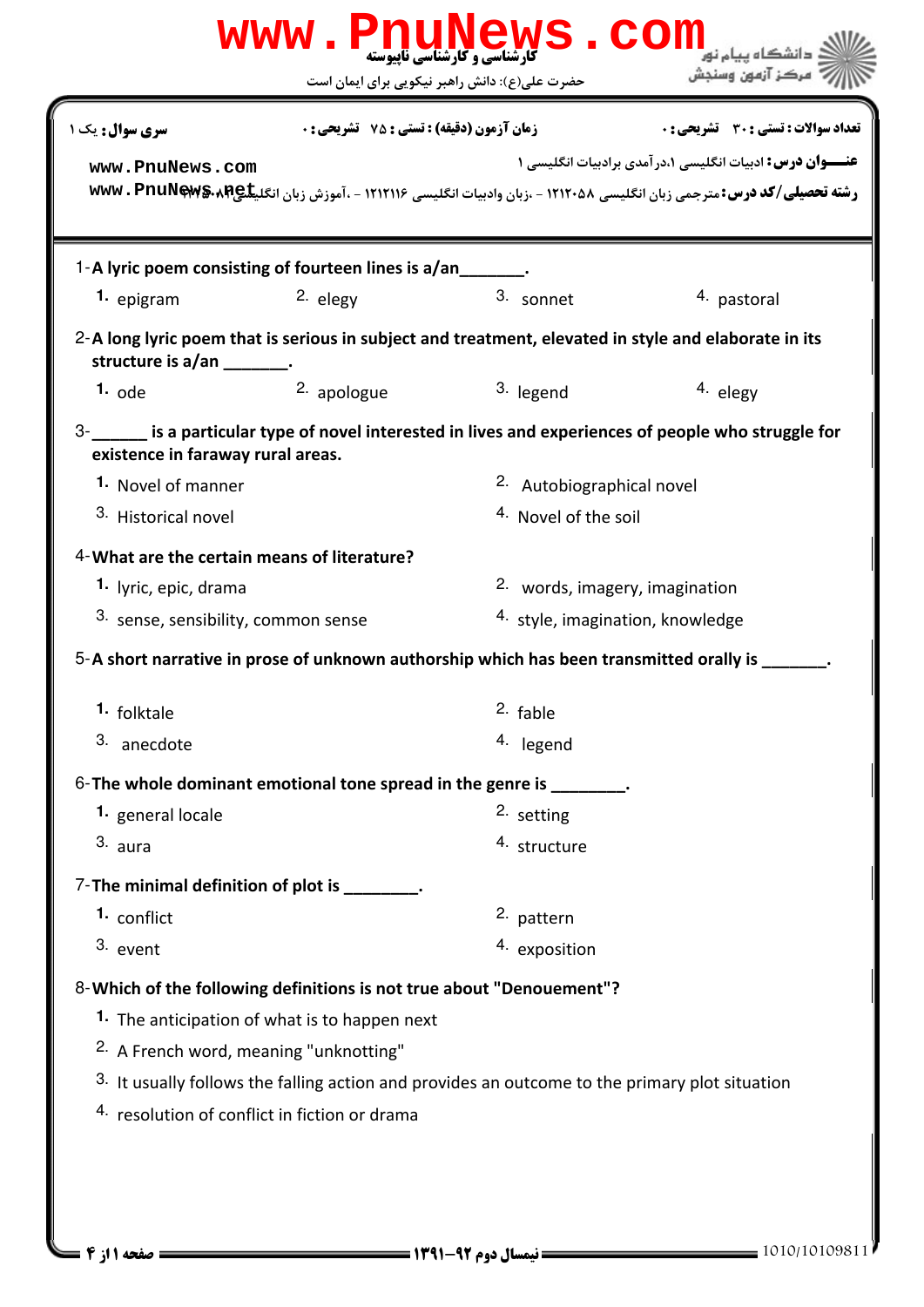سری سوال: یک ۱

زمان آزمون (دقیقه) : تستی : ۷۵ تشریحی : ۰

تعداد سوالات : تستی : ۳۰ تشریحی : ۰

**عنـــوان درس:** ادبیات انگلیسی ۱،درآمدی برادبیات انگلیسی ۱

**رشته تحصیلی/کد درس:** مترجمی زبان انگلیسی ۱۲۱۲۰۵۸ - ،زبان وادبیات انگلیسی ۱۲۱۲۱۱۶ - ،آموزش زبان انگلیسی۱۲۱۲۲۸۰

1-**A lyric poem consisting of fourteen lines is a/an_______.**

1. epigram
2. elegy
3. sonnet
4. pastoral

2-**A long lyric poem that is serious in subject and treatment, elevated in style and elaborate in its structure is a/an _______.**

1. ode
2. apologue
3. legend
4. elegy

3-**______ is a particular type of novel interested in lives and experiences of people who struggle for existence in faraway rural areas.**

1. Novel of manner
2. Autobiographical novel
3. Historical novel
4. Novel of the soil

4-**What are the certain means of literature?**

1. lyric, epic, drama
2. words, imagery, imagination
3. sense, sensibility, common sense
4. style, imagination, knowledge

5-**A short narrative in prose of unknown authorship which has been transmitted orally is _______.**

1. folktale
2. fable
3. anecdote
4. legend

6-**The whole dominant emotional tone spread in the genre is ________.**

1. general locale
2. setting
3. aura
4. structure

7-**The minimal definition of plot is ________.**

1. conflict
2. pattern
3. event
4. exposition

8-**Which of the following definitions is not true about "Denouement"?**

1. The anticipation of what is to happen next
2. A French word, meaning "unknotting"
3. It usually follows the falling action and provides an outcome to the primary plot situation
4. resolution of conflict in fiction or drama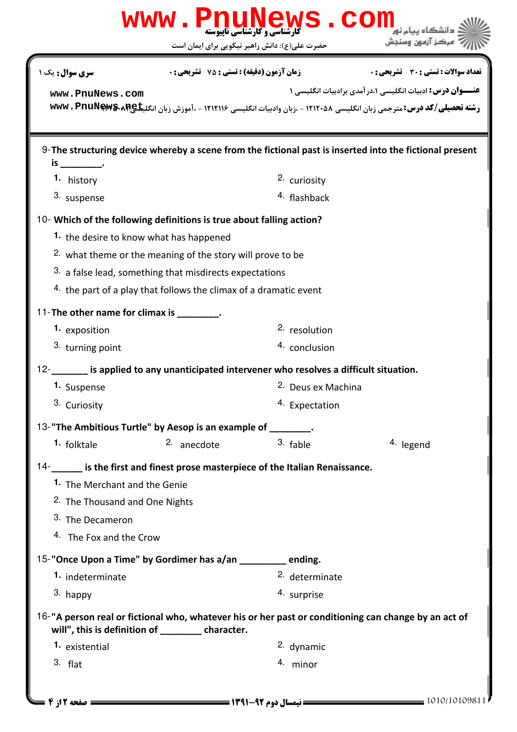9- **The structuring device whereby a scene from the fictional past is inserted into the fictional present is ________.**

1. history
2. curiosity
3. suspense
4. flashback

10- **Which of the following definitions is true about falling action?**

1. the desire to know what has happened
2. what theme or the meaning of the story will prove to be
3. a false lead, something that misdirects expectations
4. the part of a play that follows the climax of a dramatic event

11- **The other name for climax is ________.**

1. exposition
2. resolution
3. turning point
4. conclusion

12- **_______ is applied to any unanticipated intervener who resolves a difficult situation.**

1. Suspense
2. Deus ex Machina
3. Curiosity
4. Expectation

13- **"The Ambitious Turtle" by Aesop is an example of ________.**

1. folktale
2. anecdote
3. fable
4. legend

14- **______ is the first and finest prose masterpiece of the Italian Renaissance.**

1. The Merchant and the Genie
2. The Thousand and One Nights
3. The Decameron
4. The Fox and the Crow

15- **"Once Upon a Time" by Gordimer has a/an _________ ending.**

1. indeterminate
2. determinate
3. happy
4. surprise

16- **"A person real or fictional who, whatever his or her past or conditioning can change by an act of will", this is definition of ________ character.**

1. existential
2. dynamic
3. flat
4. minor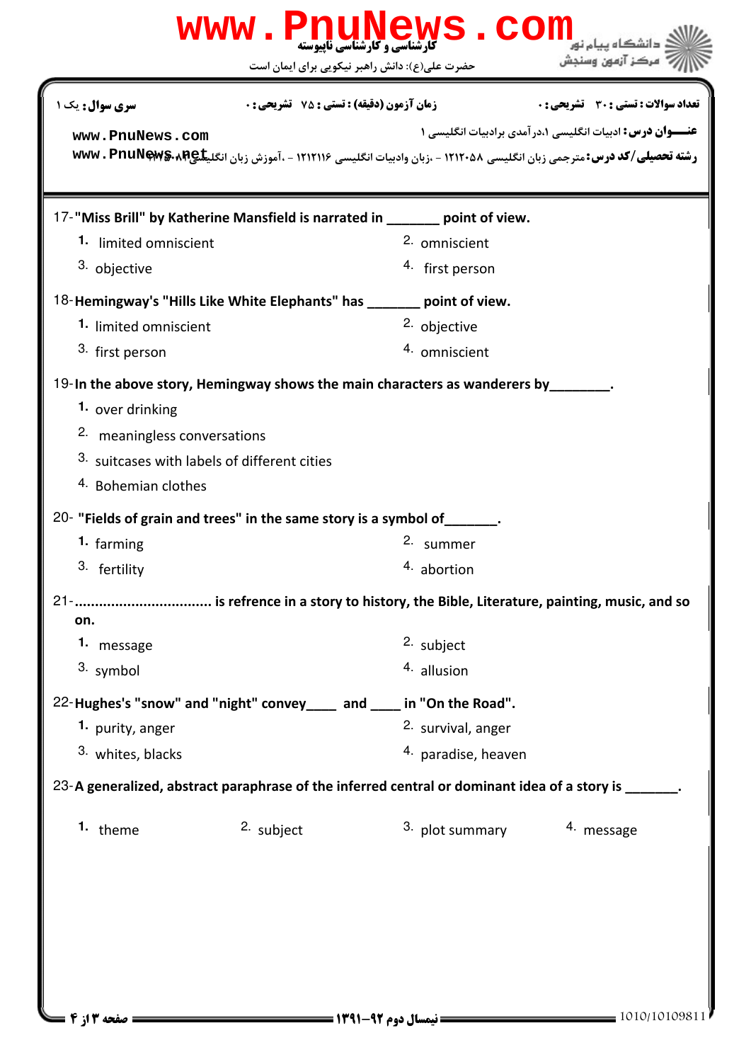17-"Miss Brill" by Katherine Mansfield is narrated in _______ point of view.

1. limited omniscient
2. omniscient
3. objective
4. first person

18-Hemingway's "Hills Like White Elephants" has _______ point of view.

1. limited omniscient
2. objective
3. first person
4. omniscient

19-In the above story, Hemingway shows the main characters as wanderers by________.

1. over drinking
2. meaningless conversations
3. suitcases with labels of different cities
4. Bohemian clothes

20- "Fields of grain and trees" in the same story is a symbol of_______.

1. farming
2. summer
3. fertility
4. abortion

21-................................. is refrence in a story to history, the Bible, Literature, painting, music, and so on.

1. message
2. subject
3. symbol
4. allusion

22-Hughes's "snow" and "night" convey____ and ____ in "On the Road".

1. purity, anger
2. survival, anger
3. whites, blacks
4. paradise, heaven

23-A generalized, abstract paraphrase of the inferred central or dominant idea of a story is _______.

1. theme
2. subject
3. plot summary
4. message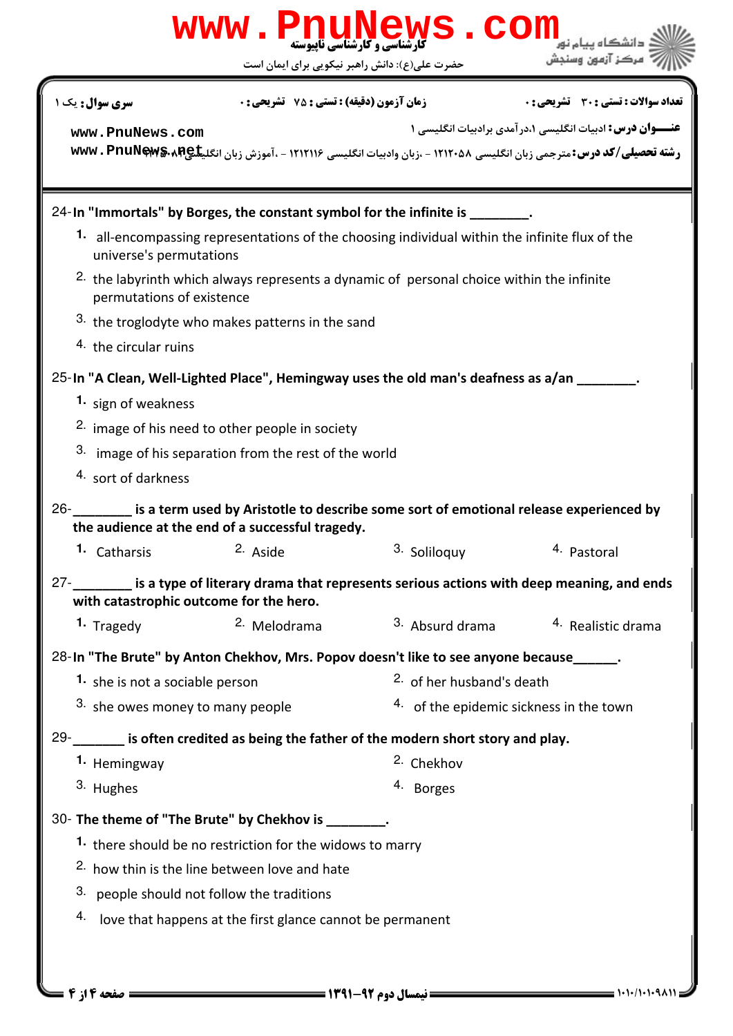24- In "Immortals" by Borges, the constant symbol for the infinite is ________.

1. all-encompassing representations of the choosing individual within the infinite flux of the universe's permutations
2. the labyrinth which always represents a dynamic of personal choice within the infinite permutations of existence
3. the troglodyte who makes patterns in the sand
4. the circular ruins

25- In "A Clean, Well-Lighted Place", Hemingway uses the old man's deafness as a/an ________.

1. sign of weakness
2. image of his need to other people in society
3. image of his separation from the rest of the world
4. sort of darkness

26- ________ is a term used by Aristotle to describe some sort of emotional release experienced by the audience at the end of a successful tragedy.

1. Catharsis
2. Aside
3. Soliloquy
4. Pastoral

27- ________ is a type of literary drama that represents serious actions with deep meaning, and ends with catastrophic outcome for the hero.

1. Tragedy
2. Melodrama
3. Absurd drama
4. Realistic drama

28- In "The Brute" by Anton Chekhov, Mrs. Popov doesn't like to see anyone because______.

1. she is not a sociable person
2. of her husband's death
3. she owes money to many people
4. of the epidemic sickness in the town

29- _______ is often credited as being the father of the modern short story and play.

1. Hemingway
2. Chekhov
3. Hughes
4. Borges

30- The theme of "The Brute" by Chekhov is ________.

1. there should be no restriction for the widows to marry
2. how thin is the line between love and hate
3. people should not follow the traditions
4. love that happens at the first glance cannot be permanent